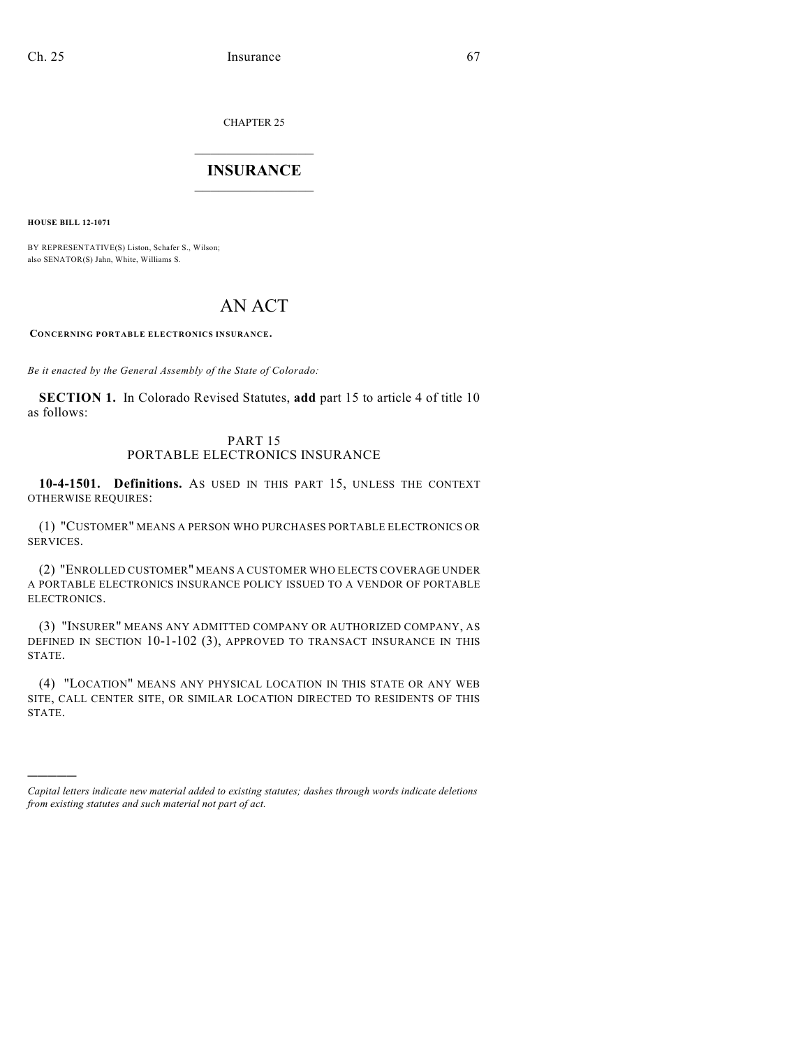CHAPTER 25

# INSURANCE

**HOUSE BILL 12-1071**

BY REPRESENTATIVE(S) Liston, Schafer S., Wilson;
also SENATOR(S) Jahn, White, Williams S.

# AN ACT

**CONCERNING PORTABLE ELECTRONICS INSURANCE.**

*Be it enacted by the General Assembly of the State of Colorado:*

**SECTION 1.** In Colorado Revised Statutes, **add** part 15 to article 4 of title 10 as follows:

## PART 15
## PORTABLE ELECTRONICS INSURANCE

**10-4-1501. Definitions.** AS USED IN THIS PART 15, UNLESS THE CONTEXT OTHERWISE REQUIRES:

(1) "CUSTOMER" MEANS A PERSON WHO PURCHASES PORTABLE ELECTRONICS OR SERVICES.

(2) "ENROLLED CUSTOMER" MEANS A CUSTOMER WHO ELECTS COVERAGE UNDER A PORTABLE ELECTRONICS INSURANCE POLICY ISSUED TO A VENDOR OF PORTABLE ELECTRONICS.

(3) "INSURER" MEANS ANY ADMITTED COMPANY OR AUTHORIZED COMPANY, AS DEFINED IN SECTION 10-1-102 (3), APPROVED TO TRANSACT INSURANCE IN THIS STATE.

(4) "LOCATION" MEANS ANY PHYSICAL LOCATION IN THIS STATE OR ANY WEB SITE, CALL CENTER SITE, OR SIMILAR LOCATION DIRECTED TO RESIDENTS OF THIS STATE.

---

*Capital letters indicate new material added to existing statutes; dashes through words indicate deletions from existing statutes and such material not part of act.*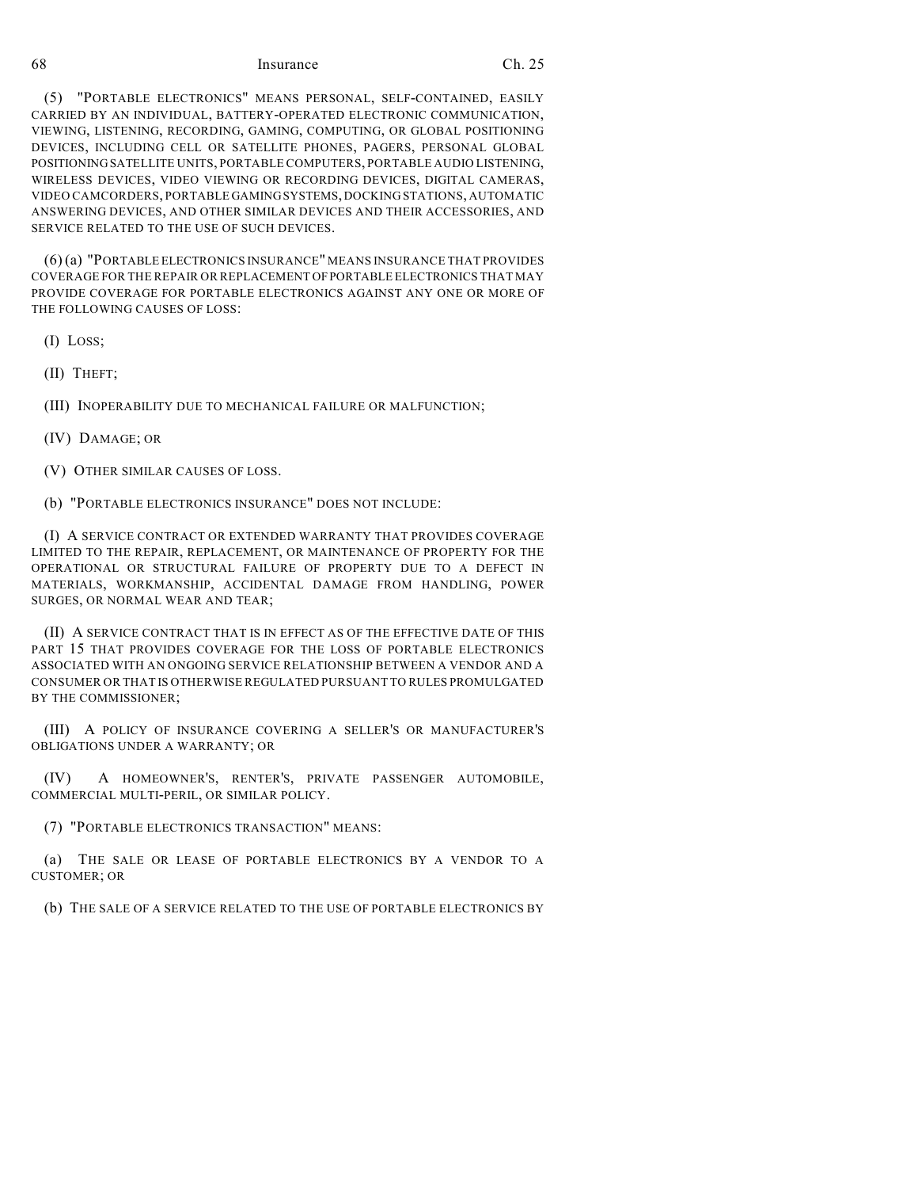(5) "PORTABLE ELECTRONICS" MEANS PERSONAL, SELF-CONTAINED, EASILY CARRIED BY AN INDIVIDUAL, BATTERY-OPERATED ELECTRONIC COMMUNICATION, VIEWING, LISTENING, RECORDING, GAMING, COMPUTING, OR GLOBAL POSITIONING DEVICES, INCLUDING CELL OR SATELLITE PHONES, PAGERS, PERSONAL GLOBAL POSITIONING SATELLITE UNITS, PORTABLE COMPUTERS, PORTABLE AUDIO LISTENING, WIRELESS DEVICES, VIDEO VIEWING OR RECORDING DEVICES, DIGITAL CAMERAS, VIDEO CAMCORDERS, PORTABLE GAMING SYSTEMS, DOCKING STATIONS, AUTOMATIC ANSWERING DEVICES, AND OTHER SIMILAR DEVICES AND THEIR ACCESSORIES, AND SERVICE RELATED TO THE USE OF SUCH DEVICES.

(6) (a) "PORTABLE ELECTRONICS INSURANCE" MEANS INSURANCE THAT PROVIDES COVERAGE FOR THE REPAIR OR REPLACEMENT OF PORTABLE ELECTRONICS THAT MAY PROVIDE COVERAGE FOR PORTABLE ELECTRONICS AGAINST ANY ONE OR MORE OF THE FOLLOWING CAUSES OF LOSS:

(I) LOSS;

(II) THEFT;

(III) INOPERABILITY DUE TO MECHANICAL FAILURE OR MALFUNCTION;

(IV) DAMAGE; OR

(V) OTHER SIMILAR CAUSES OF LOSS.

(b) "PORTABLE ELECTRONICS INSURANCE" DOES NOT INCLUDE:

(I) A SERVICE CONTRACT OR EXTENDED WARRANTY THAT PROVIDES COVERAGE LIMITED TO THE REPAIR, REPLACEMENT, OR MAINTENANCE OF PROPERTY FOR THE OPERATIONAL OR STRUCTURAL FAILURE OF PROPERTY DUE TO A DEFECT IN MATERIALS, WORKMANSHIP, ACCIDENTAL DAMAGE FROM HANDLING, POWER SURGES, OR NORMAL WEAR AND TEAR;

(II) A SERVICE CONTRACT THAT IS IN EFFECT AS OF THE EFFECTIVE DATE OF THIS PART 15 THAT PROVIDES COVERAGE FOR THE LOSS OF PORTABLE ELECTRONICS ASSOCIATED WITH AN ONGOING SERVICE RELATIONSHIP BETWEEN A VENDOR AND A CONSUMER OR THAT IS OTHERWISE REGULATED PURSUANT TO RULES PROMULGATED BY THE COMMISSIONER;

(III) A POLICY OF INSURANCE COVERING A SELLER'S OR MANUFACTURER'S OBLIGATIONS UNDER A WARRANTY; OR

(IV) A HOMEOWNER'S, RENTER'S, PRIVATE PASSENGER AUTOMOBILE, COMMERCIAL MULTI-PERIL, OR SIMILAR POLICY.

(7) "PORTABLE ELECTRONICS TRANSACTION" MEANS:

(a) THE SALE OR LEASE OF PORTABLE ELECTRONICS BY A VENDOR TO A CUSTOMER; OR

(b) THE SALE OF A SERVICE RELATED TO THE USE OF PORTABLE ELECTRONICS BY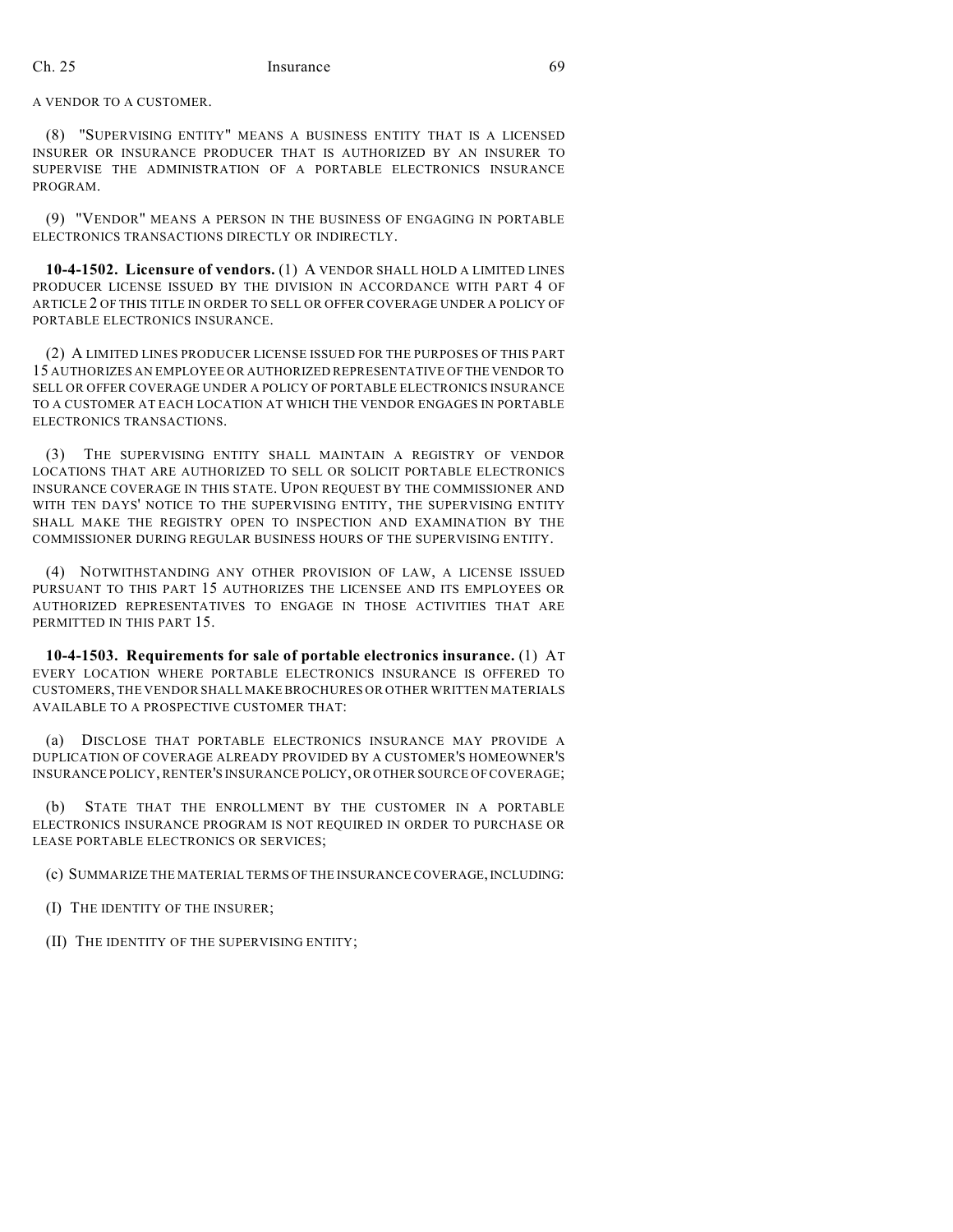A VENDOR TO A CUSTOMER.

(8) "SUPERVISING ENTITY" MEANS A BUSINESS ENTITY THAT IS A LICENSED INSURER OR INSURANCE PRODUCER THAT IS AUTHORIZED BY AN INSURER TO SUPERVISE THE ADMINISTRATION OF A PORTABLE ELECTRONICS INSURANCE PROGRAM.

(9) "VENDOR" MEANS A PERSON IN THE BUSINESS OF ENGAGING IN PORTABLE ELECTRONICS TRANSACTIONS DIRECTLY OR INDIRECTLY.

**10-4-1502. Licensure of vendors.** (1) A VENDOR SHALL HOLD A LIMITED LINES PRODUCER LICENSE ISSUED BY THE DIVISION IN ACCORDANCE WITH PART 4 OF ARTICLE 2 OF THIS TITLE IN ORDER TO SELL OR OFFER COVERAGE UNDER A POLICY OF PORTABLE ELECTRONICS INSURANCE.

(2) A LIMITED LINES PRODUCER LICENSE ISSUED FOR THE PURPOSES OF THIS PART 15 AUTHORIZES AN EMPLOYEE OR AUTHORIZED REPRESENTATIVE OF THE VENDOR TO SELL OR OFFER COVERAGE UNDER A POLICY OF PORTABLE ELECTRONICS INSURANCE TO A CUSTOMER AT EACH LOCATION AT WHICH THE VENDOR ENGAGES IN PORTABLE ELECTRONICS TRANSACTIONS.

(3) THE SUPERVISING ENTITY SHALL MAINTAIN A REGISTRY OF VENDOR LOCATIONS THAT ARE AUTHORIZED TO SELL OR SOLICIT PORTABLE ELECTRONICS INSURANCE COVERAGE IN THIS STATE. UPON REQUEST BY THE COMMISSIONER AND WITH TEN DAYS' NOTICE TO THE SUPERVISING ENTITY, THE SUPERVISING ENTITY SHALL MAKE THE REGISTRY OPEN TO INSPECTION AND EXAMINATION BY THE COMMISSIONER DURING REGULAR BUSINESS HOURS OF THE SUPERVISING ENTITY.

(4) NOTWITHSTANDING ANY OTHER PROVISION OF LAW, A LICENSE ISSUED PURSUANT TO THIS PART 15 AUTHORIZES THE LICENSEE AND ITS EMPLOYEES OR AUTHORIZED REPRESENTATIVES TO ENGAGE IN THOSE ACTIVITIES THAT ARE PERMITTED IN THIS PART 15.

**10-4-1503. Requirements for sale of portable electronics insurance.** (1) AT EVERY LOCATION WHERE PORTABLE ELECTRONICS INSURANCE IS OFFERED TO CUSTOMERS, THE VENDOR SHALL MAKE BROCHURES OR OTHER WRITTEN MATERIALS AVAILABLE TO A PROSPECTIVE CUSTOMER THAT:

(a) DISCLOSE THAT PORTABLE ELECTRONICS INSURANCE MAY PROVIDE A DUPLICATION OF COVERAGE ALREADY PROVIDED BY A CUSTOMER'S HOMEOWNER'S INSURANCE POLICY, RENTER'S INSURANCE POLICY, OR OTHER SOURCE OF COVERAGE;

(b) STATE THAT THE ENROLLMENT BY THE CUSTOMER IN A PORTABLE ELECTRONICS INSURANCE PROGRAM IS NOT REQUIRED IN ORDER TO PURCHASE OR LEASE PORTABLE ELECTRONICS OR SERVICES;

(c) SUMMARIZE THE MATERIAL TERMS OF THE INSURANCE COVERAGE, INCLUDING:

(I) THE IDENTITY OF THE INSURER;

(II) THE IDENTITY OF THE SUPERVISING ENTITY;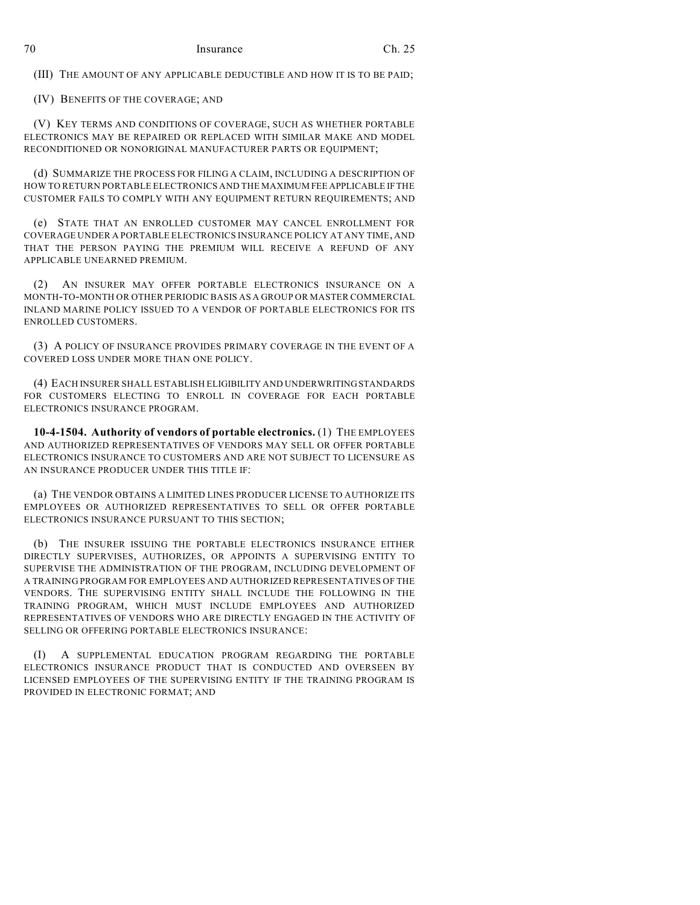(III) THE AMOUNT OF ANY APPLICABLE DEDUCTIBLE AND HOW IT IS TO BE PAID;

(IV) BENEFITS OF THE COVERAGE; AND

(V) KEY TERMS AND CONDITIONS OF COVERAGE, SUCH AS WHETHER PORTABLE ELECTRONICS MAY BE REPAIRED OR REPLACED WITH SIMILAR MAKE AND MODEL RECONDITIONED OR NONORIGINAL MANUFACTURER PARTS OR EQUIPMENT;

(d) SUMMARIZE THE PROCESS FOR FILING A CLAIM, INCLUDING A DESCRIPTION OF HOW TO RETURN PORTABLE ELECTRONICS AND THE MAXIMUM FEE APPLICABLE IF THE CUSTOMER FAILS TO COMPLY WITH ANY EQUIPMENT RETURN REQUIREMENTS; AND

(e) STATE THAT AN ENROLLED CUSTOMER MAY CANCEL ENROLLMENT FOR COVERAGE UNDER A PORTABLE ELECTRONICS INSURANCE POLICY AT ANY TIME, AND THAT THE PERSON PAYING THE PREMIUM WILL RECEIVE A REFUND OF ANY APPLICABLE UNEARNED PREMIUM.

(2) AN INSURER MAY OFFER PORTABLE ELECTRONICS INSURANCE ON A MONTH-TO-MONTH OR OTHER PERIODIC BASIS AS A GROUP OR MASTER COMMERCIAL INLAND MARINE POLICY ISSUED TO A VENDOR OF PORTABLE ELECTRONICS FOR ITS ENROLLED CUSTOMERS.

(3) A POLICY OF INSURANCE PROVIDES PRIMARY COVERAGE IN THE EVENT OF A COVERED LOSS UNDER MORE THAN ONE POLICY.

(4) EACH INSURER SHALL ESTABLISH ELIGIBILITY AND UNDERWRITING STANDARDS FOR CUSTOMERS ELECTING TO ENROLL IN COVERAGE FOR EACH PORTABLE ELECTRONICS INSURANCE PROGRAM.

**10-4-1504. Authority of vendors of portable electronics.** (1) THE EMPLOYEES AND AUTHORIZED REPRESENTATIVES OF VENDORS MAY SELL OR OFFER PORTABLE ELECTRONICS INSURANCE TO CUSTOMERS AND ARE NOT SUBJECT TO LICENSURE AS AN INSURANCE PRODUCER UNDER THIS TITLE IF:

(a) THE VENDOR OBTAINS A LIMITED LINES PRODUCER LICENSE TO AUTHORIZE ITS EMPLOYEES OR AUTHORIZED REPRESENTATIVES TO SELL OR OFFER PORTABLE ELECTRONICS INSURANCE PURSUANT TO THIS SECTION;

(b) THE INSURER ISSUING THE PORTABLE ELECTRONICS INSURANCE EITHER DIRECTLY SUPERVISES, AUTHORIZES, OR APPOINTS A SUPERVISING ENTITY TO SUPERVISE THE ADMINISTRATION OF THE PROGRAM, INCLUDING DEVELOPMENT OF A TRAINING PROGRAM FOR EMPLOYEES AND AUTHORIZED REPRESENTATIVES OF THE VENDORS. THE SUPERVISING ENTITY SHALL INCLUDE THE FOLLOWING IN THE TRAINING PROGRAM, WHICH MUST INCLUDE EMPLOYEES AND AUTHORIZED REPRESENTATIVES OF VENDORS WHO ARE DIRECTLY ENGAGED IN THE ACTIVITY OF SELLING OR OFFERING PORTABLE ELECTRONICS INSURANCE:

(I) A SUPPLEMENTAL EDUCATION PROGRAM REGARDING THE PORTABLE ELECTRONICS INSURANCE PRODUCT THAT IS CONDUCTED AND OVERSEEN BY LICENSED EMPLOYEES OF THE SUPERVISING ENTITY IF THE TRAINING PROGRAM IS PROVIDED IN ELECTRONIC FORMAT; AND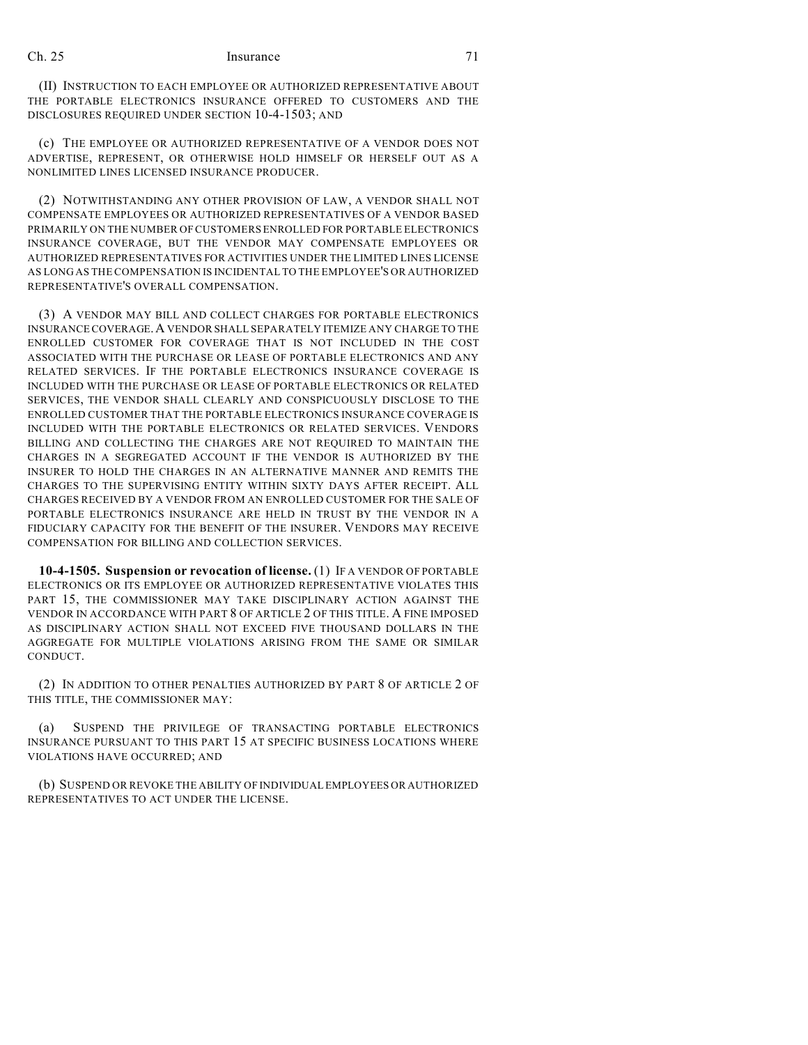(II) INSTRUCTION TO EACH EMPLOYEE OR AUTHORIZED REPRESENTATIVE ABOUT THE PORTABLE ELECTRONICS INSURANCE OFFERED TO CUSTOMERS AND THE DISCLOSURES REQUIRED UNDER SECTION 10-4-1503; AND

(c) THE EMPLOYEE OR AUTHORIZED REPRESENTATIVE OF A VENDOR DOES NOT ADVERTISE, REPRESENT, OR OTHERWISE HOLD HIMSELF OR HERSELF OUT AS A NONLIMITED LINES LICENSED INSURANCE PRODUCER.

(2) NOTWITHSTANDING ANY OTHER PROVISION OF LAW, A VENDOR SHALL NOT COMPENSATE EMPLOYEES OR AUTHORIZED REPRESENTATIVES OF A VENDOR BASED PRIMARILY ON THE NUMBER OF CUSTOMERS ENROLLED FOR PORTABLE ELECTRONICS INSURANCE COVERAGE, BUT THE VENDOR MAY COMPENSATE EMPLOYEES OR AUTHORIZED REPRESENTATIVES FOR ACTIVITIES UNDER THE LIMITED LINES LICENSE AS LONG AS THE COMPENSATION IS INCIDENTAL TO THE EMPLOYEE'S OR AUTHORIZED REPRESENTATIVE'S OVERALL COMPENSATION.

(3) A VENDOR MAY BILL AND COLLECT CHARGES FOR PORTABLE ELECTRONICS INSURANCE COVERAGE. A VENDOR SHALL SEPARATELY ITEMIZE ANY CHARGE TO THE ENROLLED CUSTOMER FOR COVERAGE THAT IS NOT INCLUDED IN THE COST ASSOCIATED WITH THE PURCHASE OR LEASE OF PORTABLE ELECTRONICS AND ANY RELATED SERVICES. IF THE PORTABLE ELECTRONICS INSURANCE COVERAGE IS INCLUDED WITH THE PURCHASE OR LEASE OF PORTABLE ELECTRONICS OR RELATED SERVICES, THE VENDOR SHALL CLEARLY AND CONSPICUOUSLY DISCLOSE TO THE ENROLLED CUSTOMER THAT THE PORTABLE ELECTRONICS INSURANCE COVERAGE IS INCLUDED WITH THE PORTABLE ELECTRONICS OR RELATED SERVICES. VENDORS BILLING AND COLLECTING THE CHARGES ARE NOT REQUIRED TO MAINTAIN THE CHARGES IN A SEGREGATED ACCOUNT IF THE VENDOR IS AUTHORIZED BY THE INSURER TO HOLD THE CHARGES IN AN ALTERNATIVE MANNER AND REMITS THE CHARGES TO THE SUPERVISING ENTITY WITHIN SIXTY DAYS AFTER RECEIPT. ALL CHARGES RECEIVED BY A VENDOR FROM AN ENROLLED CUSTOMER FOR THE SALE OF PORTABLE ELECTRONICS INSURANCE ARE HELD IN TRUST BY THE VENDOR IN A FIDUCIARY CAPACITY FOR THE BENEFIT OF THE INSURER. VENDORS MAY RECEIVE COMPENSATION FOR BILLING AND COLLECTION SERVICES.

**10-4-1505. Suspension or revocation of license.** (1) IF A VENDOR OF PORTABLE ELECTRONICS OR ITS EMPLOYEE OR AUTHORIZED REPRESENTATIVE VIOLATES THIS PART 15, THE COMMISSIONER MAY TAKE DISCIPLINARY ACTION AGAINST THE VENDOR IN ACCORDANCE WITH PART 8 OF ARTICLE 2 OF THIS TITLE. A FINE IMPOSED AS DISCIPLINARY ACTION SHALL NOT EXCEED FIVE THOUSAND DOLLARS IN THE AGGREGATE FOR MULTIPLE VIOLATIONS ARISING FROM THE SAME OR SIMILAR CONDUCT.

(2) IN ADDITION TO OTHER PENALTIES AUTHORIZED BY PART 8 OF ARTICLE 2 OF THIS TITLE, THE COMMISSIONER MAY:

(a) SUSPEND THE PRIVILEGE OF TRANSACTING PORTABLE ELECTRONICS INSURANCE PURSUANT TO THIS PART 15 AT SPECIFIC BUSINESS LOCATIONS WHERE VIOLATIONS HAVE OCCURRED; AND

(b) SUSPEND OR REVOKE THE ABILITY OF INDIVIDUAL EMPLOYEES OR AUTHORIZED REPRESENTATIVES TO ACT UNDER THE LICENSE.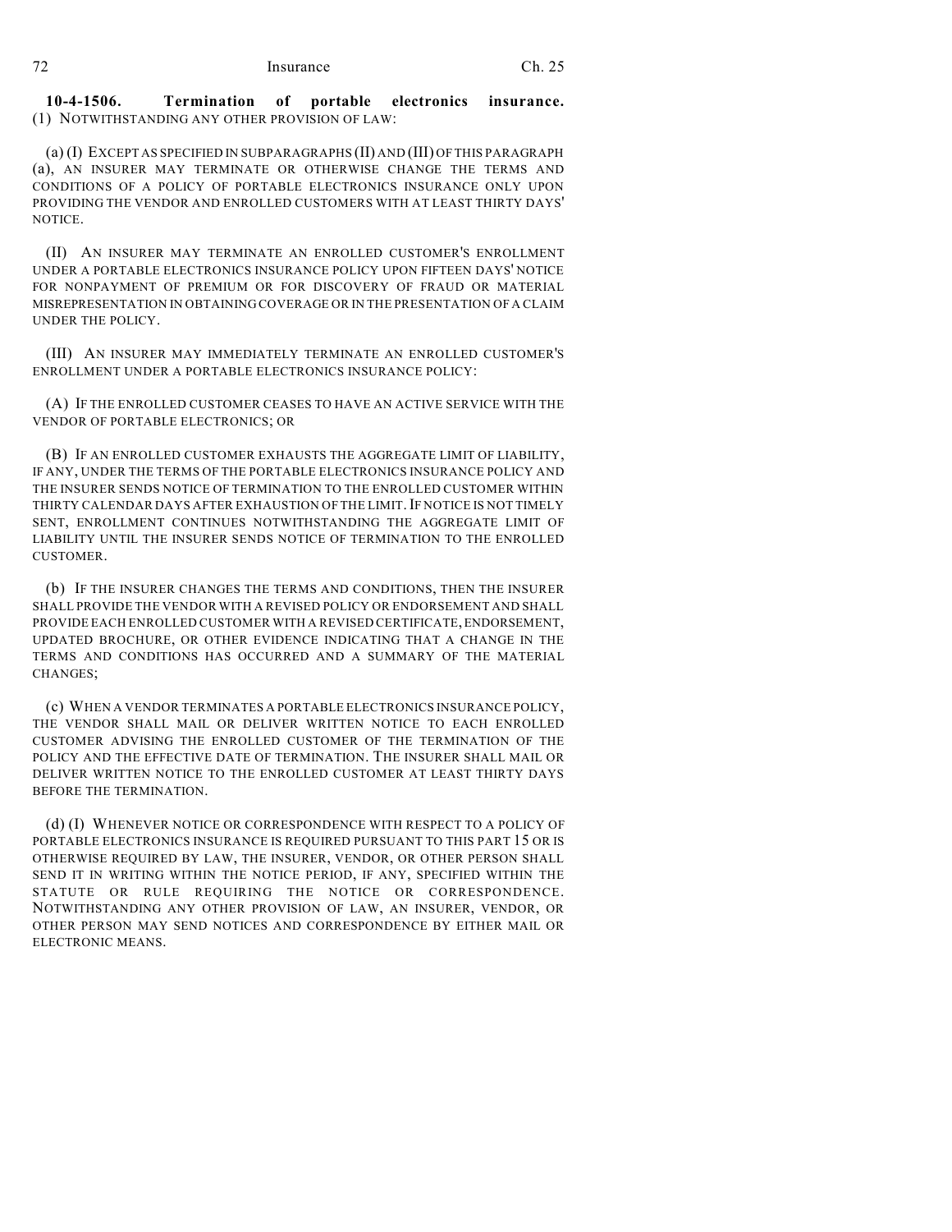**10-4-1506. Termination of portable electronics insurance.** (1) NOTWITHSTANDING ANY OTHER PROVISION OF LAW:

(a) (I) EXCEPT AS SPECIFIED IN SUBPARAGRAPHS (II) AND (III) OF THIS PARAGRAPH (a), AN INSURER MAY TERMINATE OR OTHERWISE CHANGE THE TERMS AND CONDITIONS OF A POLICY OF PORTABLE ELECTRONICS INSURANCE ONLY UPON PROVIDING THE VENDOR AND ENROLLED CUSTOMERS WITH AT LEAST THIRTY DAYS' NOTICE.

(II) AN INSURER MAY TERMINATE AN ENROLLED CUSTOMER'S ENROLLMENT UNDER A PORTABLE ELECTRONICS INSURANCE POLICY UPON FIFTEEN DAYS' NOTICE FOR NONPAYMENT OF PREMIUM OR FOR DISCOVERY OF FRAUD OR MATERIAL MISREPRESENTATION IN OBTAINING COVERAGE OR IN THE PRESENTATION OF A CLAIM UNDER THE POLICY.

(III) AN INSURER MAY IMMEDIATELY TERMINATE AN ENROLLED CUSTOMER'S ENROLLMENT UNDER A PORTABLE ELECTRONICS INSURANCE POLICY:

(A) IF THE ENROLLED CUSTOMER CEASES TO HAVE AN ACTIVE SERVICE WITH THE VENDOR OF PORTABLE ELECTRONICS; OR

(B) IF AN ENROLLED CUSTOMER EXHAUSTS THE AGGREGATE LIMIT OF LIABILITY, IF ANY, UNDER THE TERMS OF THE PORTABLE ELECTRONICS INSURANCE POLICY AND THE INSURER SENDS NOTICE OF TERMINATION TO THE ENROLLED CUSTOMER WITHIN THIRTY CALENDAR DAYS AFTER EXHAUSTION OF THE LIMIT. IF NOTICE IS NOT TIMELY SENT, ENROLLMENT CONTINUES NOTWITHSTANDING THE AGGREGATE LIMIT OF LIABILITY UNTIL THE INSURER SENDS NOTICE OF TERMINATION TO THE ENROLLED CUSTOMER.

(b) IF THE INSURER CHANGES THE TERMS AND CONDITIONS, THEN THE INSURER SHALL PROVIDE THE VENDOR WITH A REVISED POLICY OR ENDORSEMENT AND SHALL PROVIDE EACH ENROLLED CUSTOMER WITH A REVISED CERTIFICATE, ENDORSEMENT, UPDATED BROCHURE, OR OTHER EVIDENCE INDICATING THAT A CHANGE IN THE TERMS AND CONDITIONS HAS OCCURRED AND A SUMMARY OF THE MATERIAL CHANGES;

(c) WHEN A VENDOR TERMINATES A PORTABLE ELECTRONICS INSURANCE POLICY, THE VENDOR SHALL MAIL OR DELIVER WRITTEN NOTICE TO EACH ENROLLED CUSTOMER ADVISING THE ENROLLED CUSTOMER OF THE TERMINATION OF THE POLICY AND THE EFFECTIVE DATE OF TERMINATION. THE INSURER SHALL MAIL OR DELIVER WRITTEN NOTICE TO THE ENROLLED CUSTOMER AT LEAST THIRTY DAYS BEFORE THE TERMINATION.

(d) (I) WHENEVER NOTICE OR CORRESPONDENCE WITH RESPECT TO A POLICY OF PORTABLE ELECTRONICS INSURANCE IS REQUIRED PURSUANT TO THIS PART 15 OR IS OTHERWISE REQUIRED BY LAW, THE INSURER, VENDOR, OR OTHER PERSON SHALL SEND IT IN WRITING WITHIN THE NOTICE PERIOD, IF ANY, SPECIFIED WITHIN THE STATUTE OR RULE REQUIRING THE NOTICE OR CORRESPONDENCE. NOTWITHSTANDING ANY OTHER PROVISION OF LAW, AN INSURER, VENDOR, OR OTHER PERSON MAY SEND NOTICES AND CORRESPONDENCE BY EITHER MAIL OR ELECTRONIC MEANS.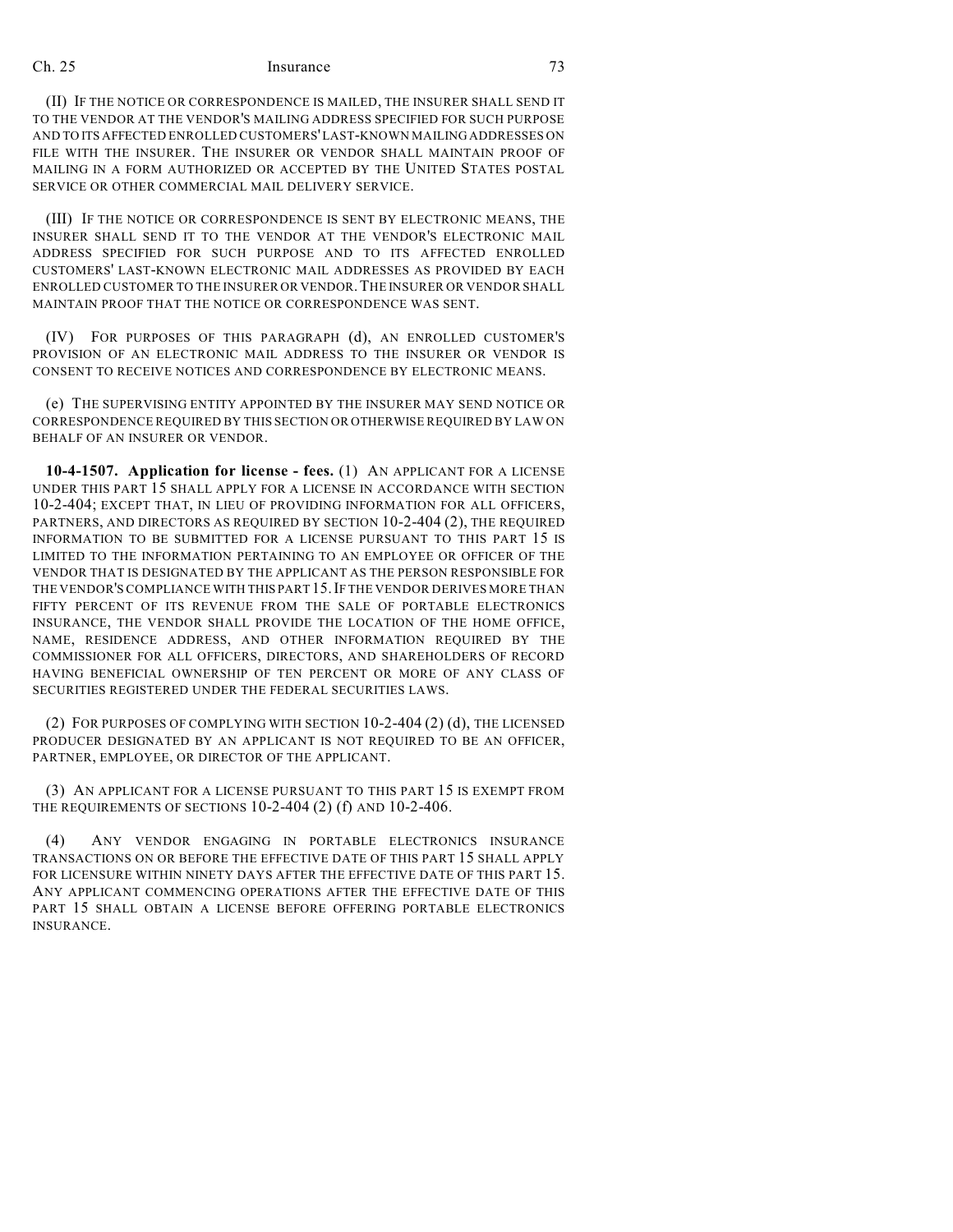(II) IF THE NOTICE OR CORRESPONDENCE IS MAILED, THE INSURER SHALL SEND IT TO THE VENDOR AT THE VENDOR'S MAILING ADDRESS SPECIFIED FOR SUCH PURPOSE AND TO ITS AFFECTED ENROLLED CUSTOMERS' LAST-KNOWN MAILING ADDRESSES ON FILE WITH THE INSURER. THE INSURER OR VENDOR SHALL MAINTAIN PROOF OF MAILING IN A FORM AUTHORIZED OR ACCEPTED BY THE UNITED STATES POSTAL SERVICE OR OTHER COMMERCIAL MAIL DELIVERY SERVICE.

(III) IF THE NOTICE OR CORRESPONDENCE IS SENT BY ELECTRONIC MEANS, THE INSURER SHALL SEND IT TO THE VENDOR AT THE VENDOR'S ELECTRONIC MAIL ADDRESS SPECIFIED FOR SUCH PURPOSE AND TO ITS AFFECTED ENROLLED CUSTOMERS' LAST-KNOWN ELECTRONIC MAIL ADDRESSES AS PROVIDED BY EACH ENROLLED CUSTOMER TO THE INSURER OR VENDOR. THE INSURER OR VENDOR SHALL MAINTAIN PROOF THAT THE NOTICE OR CORRESPONDENCE WAS SENT.

(IV) FOR PURPOSES OF THIS PARAGRAPH (d), AN ENROLLED CUSTOMER'S PROVISION OF AN ELECTRONIC MAIL ADDRESS TO THE INSURER OR VENDOR IS CONSENT TO RECEIVE NOTICES AND CORRESPONDENCE BY ELECTRONIC MEANS.

(e) THE SUPERVISING ENTITY APPOINTED BY THE INSURER MAY SEND NOTICE OR CORRESPONDENCE REQUIRED BY THIS SECTION OR OTHERWISE REQUIRED BY LAW ON BEHALF OF AN INSURER OR VENDOR.

**10-4-1507. Application for license - fees.** (1) AN APPLICANT FOR A LICENSE UNDER THIS PART 15 SHALL APPLY FOR A LICENSE IN ACCORDANCE WITH SECTION 10-2-404; EXCEPT THAT, IN LIEU OF PROVIDING INFORMATION FOR ALL OFFICERS, PARTNERS, AND DIRECTORS AS REQUIRED BY SECTION 10-2-404 (2), THE REQUIRED INFORMATION TO BE SUBMITTED FOR A LICENSE PURSUANT TO THIS PART 15 IS LIMITED TO THE INFORMATION PERTAINING TO AN EMPLOYEE OR OFFICER OF THE VENDOR THAT IS DESIGNATED BY THE APPLICANT AS THE PERSON RESPONSIBLE FOR THE VENDOR'S COMPLIANCE WITH THIS PART 15. IF THE VENDOR DERIVES MORE THAN FIFTY PERCENT OF ITS REVENUE FROM THE SALE OF PORTABLE ELECTRONICS INSURANCE, THE VENDOR SHALL PROVIDE THE LOCATION OF THE HOME OFFICE, NAME, RESIDENCE ADDRESS, AND OTHER INFORMATION REQUIRED BY THE COMMISSIONER FOR ALL OFFICERS, DIRECTORS, AND SHAREHOLDERS OF RECORD HAVING BENEFICIAL OWNERSHIP OF TEN PERCENT OR MORE OF ANY CLASS OF SECURITIES REGISTERED UNDER THE FEDERAL SECURITIES LAWS.

(2) FOR PURPOSES OF COMPLYING WITH SECTION 10-2-404 (2) (d), THE LICENSED PRODUCER DESIGNATED BY AN APPLICANT IS NOT REQUIRED TO BE AN OFFICER, PARTNER, EMPLOYEE, OR DIRECTOR OF THE APPLICANT.

(3) AN APPLICANT FOR A LICENSE PURSUANT TO THIS PART 15 IS EXEMPT FROM THE REQUIREMENTS OF SECTIONS 10-2-404 (2) (f) AND 10-2-406.

(4) ANY VENDOR ENGAGING IN PORTABLE ELECTRONICS INSURANCE TRANSACTIONS ON OR BEFORE THE EFFECTIVE DATE OF THIS PART 15 SHALL APPLY FOR LICENSURE WITHIN NINETY DAYS AFTER THE EFFECTIVE DATE OF THIS PART 15. ANY APPLICANT COMMENCING OPERATIONS AFTER THE EFFECTIVE DATE OF THIS PART 15 SHALL OBTAIN A LICENSE BEFORE OFFERING PORTABLE ELECTRONICS INSURANCE.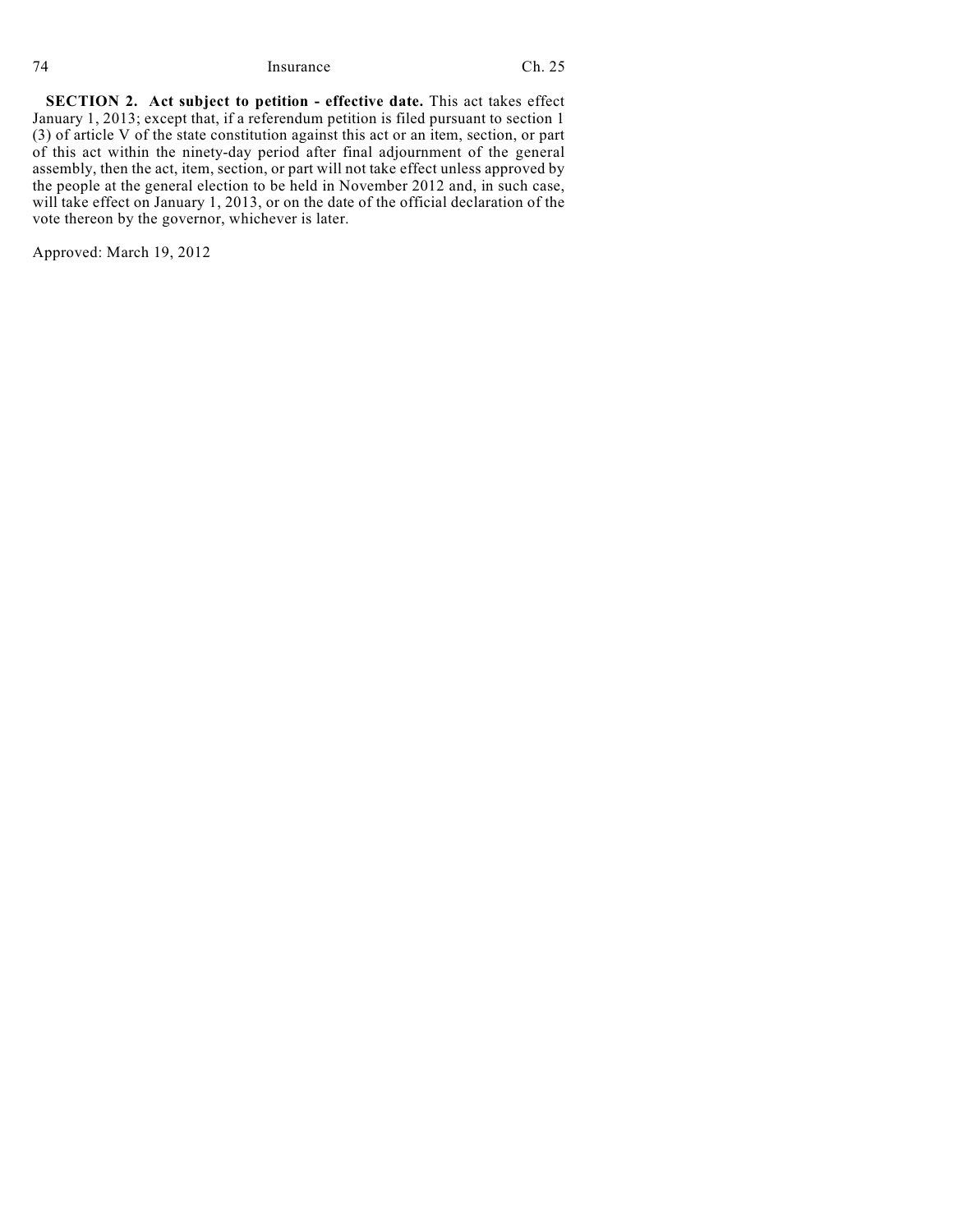**SECTION 2. Act subject to petition - effective date.** This act takes effect January 1, 2013; except that, if a referendum petition is filed pursuant to section 1 (3) of article V of the state constitution against this act or an item, section, or part of this act within the ninety-day period after final adjournment of the general assembly, then the act, item, section, or part will not take effect unless approved by the people at the general election to be held in November 2012 and, in such case, will take effect on January 1, 2013, or on the date of the official declaration of the vote thereon by the governor, whichever is later.

Approved: March 19, 2012